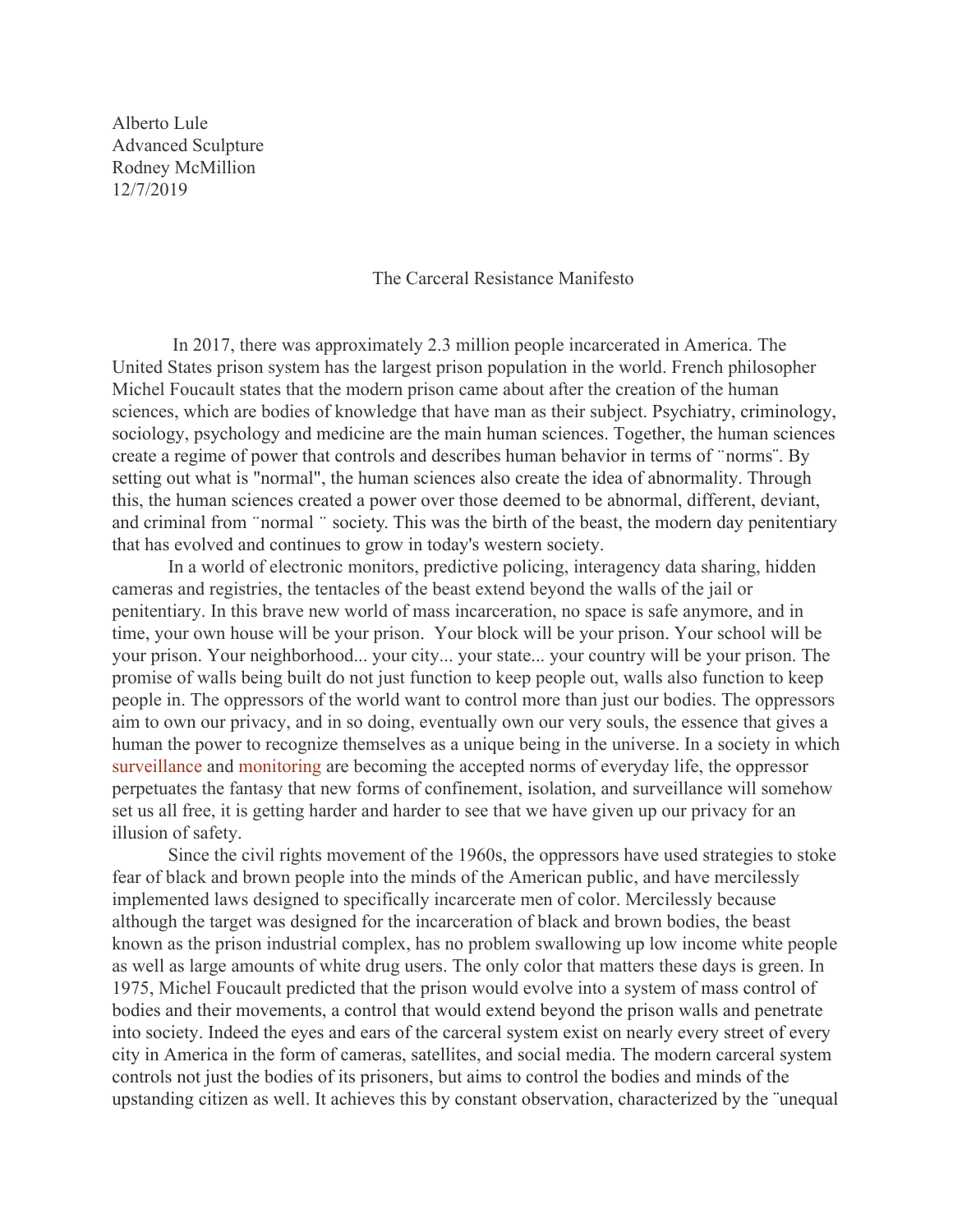Alberto Lule
Advanced Sculpture
Rodney McMillion
12/7/2019

## The Carceral Resistance Manifesto

In 2017, there was approximately 2.3 million people incarcerated in America. The United States prison system has the largest prison population in the world. French philosopher Michel Foucault states that the modern prison came about after the creation of the human sciences, which are bodies of knowledge that have man as their subject. Psychiatry, criminology, sociology, psychology and medicine are the main human sciences. Together, the human sciences create a regime of power that controls and describes human behavior in terms of ¨norms¨. By setting out what is "normal", the human sciences also create the idea of abnormality. Through this, the human sciences created a power over those deemed to be abnormal, different, deviant, and criminal from ¨normal ¨ society. This was the birth of the beast, the modern day penitentiary that has evolved and continues to grow in today's western society.

In a world of electronic monitors, predictive policing, interagency data sharing, hidden cameras and registries, the tentacles of the beast extend beyond the walls of the jail or penitentiary. In this brave new world of mass incarceration, no space is safe anymore, and in time, your own house will be your prison. Your block will be your prison. Your school will be your prison. Your neighborhood... your city... your state... your country will be your prison. The promise of walls being built do not just function to keep people out, walls also function to keep people in. The oppressors of the world want to control more than just our bodies. The oppressors aim to own our privacy, and in so doing, eventually own our very souls, the essence that gives a human the power to recognize themselves as a unique being in the universe. In a society in which surveillance and monitoring are becoming the accepted norms of everyday life, the oppressor perpetuates the fantasy that new forms of confinement, isolation, and surveillance will somehow set us all free, it is getting harder and harder to see that we have given up our privacy for an illusion of safety.

Since the civil rights movement of the 1960s, the oppressors have used strategies to stoke fear of black and brown people into the minds of the American public, and have mercilessly implemented laws designed to specifically incarcerate men of color. Mercilessly because although the target was designed for the incarceration of black and brown bodies, the beast known as the prison industrial complex, has no problem swallowing up low income white people as well as large amounts of white drug users. The only color that matters these days is green. In 1975, Michel Foucault predicted that the prison would evolve into a system of mass control of bodies and their movements, a control that would extend beyond the prison walls and penetrate into society. Indeed the eyes and ears of the carceral system exist on nearly every street of every city in America in the form of cameras, satellites, and social media. The modern carceral system controls not just the bodies of its prisoners, but aims to control the bodies and minds of the upstanding citizen as well. It achieves this by constant observation, characterized by the ¨unequal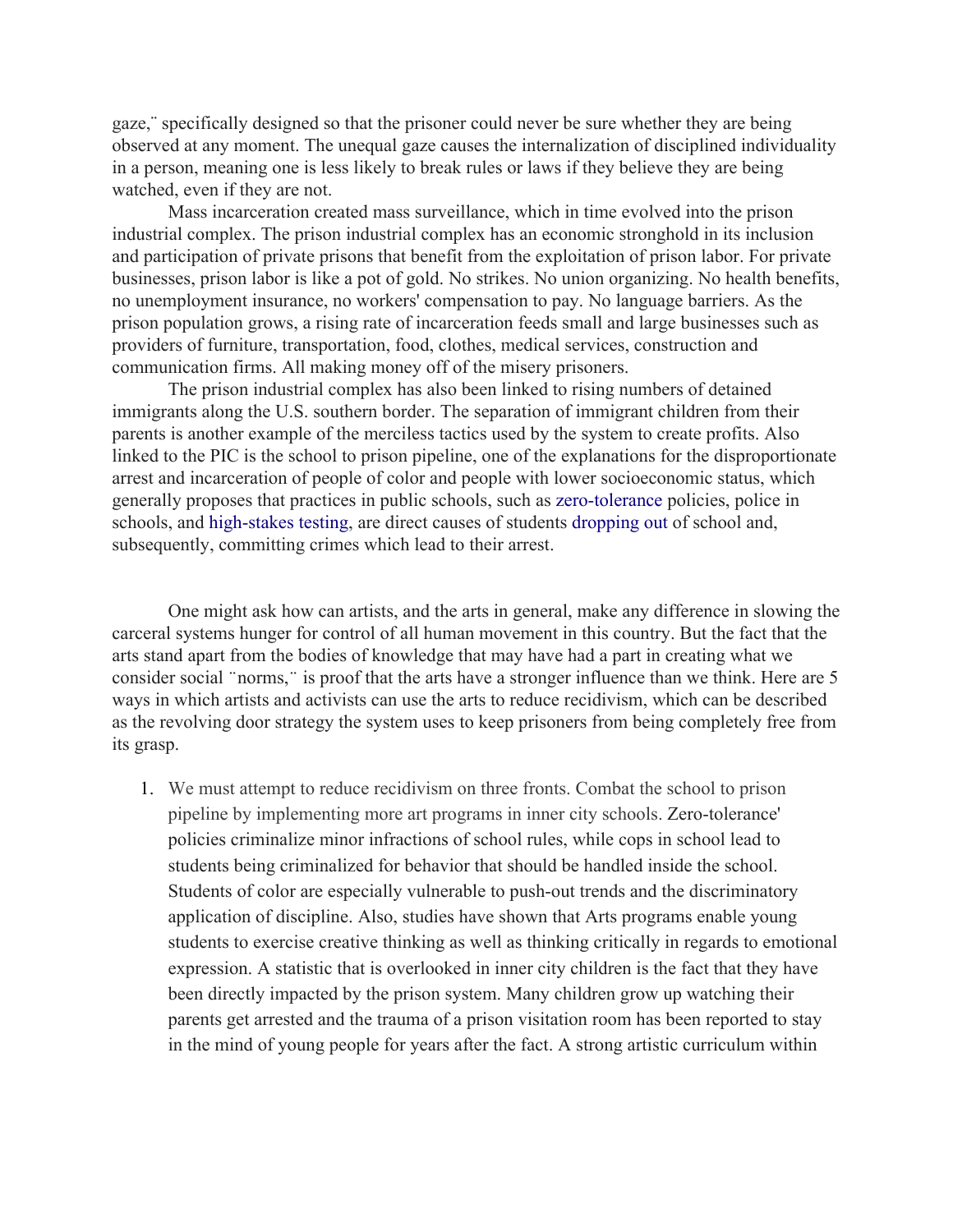gaze,¨ specifically designed so that the prisoner could never be sure whether they are being observed at any moment. The unequal gaze causes the internalization of disciplined individuality in a person, meaning one is less likely to break rules or laws if they believe they are being watched, even if they are not.

Mass incarceration created mass surveillance, which in time evolved into the prison industrial complex. The prison industrial complex has an economic stronghold in its inclusion and participation of private prisons that benefit from the exploitation of prison labor. For private businesses, prison labor is like a pot of gold. No strikes. No union organizing. No health benefits, no unemployment insurance, no workers' compensation to pay. No language barriers. As the prison population grows, a rising rate of incarceration feeds small and large businesses such as providers of furniture, transportation, food, clothes, medical services, construction and communication firms. All making money off of the misery prisoners.

The prison industrial complex has also been linked to rising numbers of detained immigrants along the U.S. southern border. The separation of immigrant children from their parents is another example of the merciless tactics used by the system to create profits. Also linked to the PIC is the school to prison pipeline, one of the explanations for the disproportionate arrest and incarceration of people of color and people with lower socioeconomic status, which generally proposes that practices in public schools, such as zero-tolerance policies, police in schools, and high-stakes testing, are direct causes of students dropping out of school and, subsequently, committing crimes which lead to their arrest.

One might ask how can artists, and the arts in general, make any difference in slowing the carceral systems hunger for control of all human movement in this country. But the fact that the arts stand apart from the bodies of knowledge that may have had a part in creating what we consider social ¨norms,¨ is proof that the arts have a stronger influence than we think. Here are 5 ways in which artists and activists can use the arts to reduce recidivism, which can be described as the revolving door strategy the system uses to keep prisoners from being completely free from its grasp.

1. We must attempt to reduce recidivism on three fronts. Combat the school to prison pipeline by implementing more art programs in inner city schools. Zero-tolerance' policies criminalize minor infractions of school rules, while cops in school lead to students being criminalized for behavior that should be handled inside the school. Students of color are especially vulnerable to push-out trends and the discriminatory application of discipline. Also, studies have shown that Arts programs enable young students to exercise creative thinking as well as thinking critically in regards to emotional expression. A statistic that is overlooked in inner city children is the fact that they have been directly impacted by the prison system. Many children grow up watching their parents get arrested and the trauma of a prison visitation room has been reported to stay in the mind of young people for years after the fact. A strong artistic curriculum within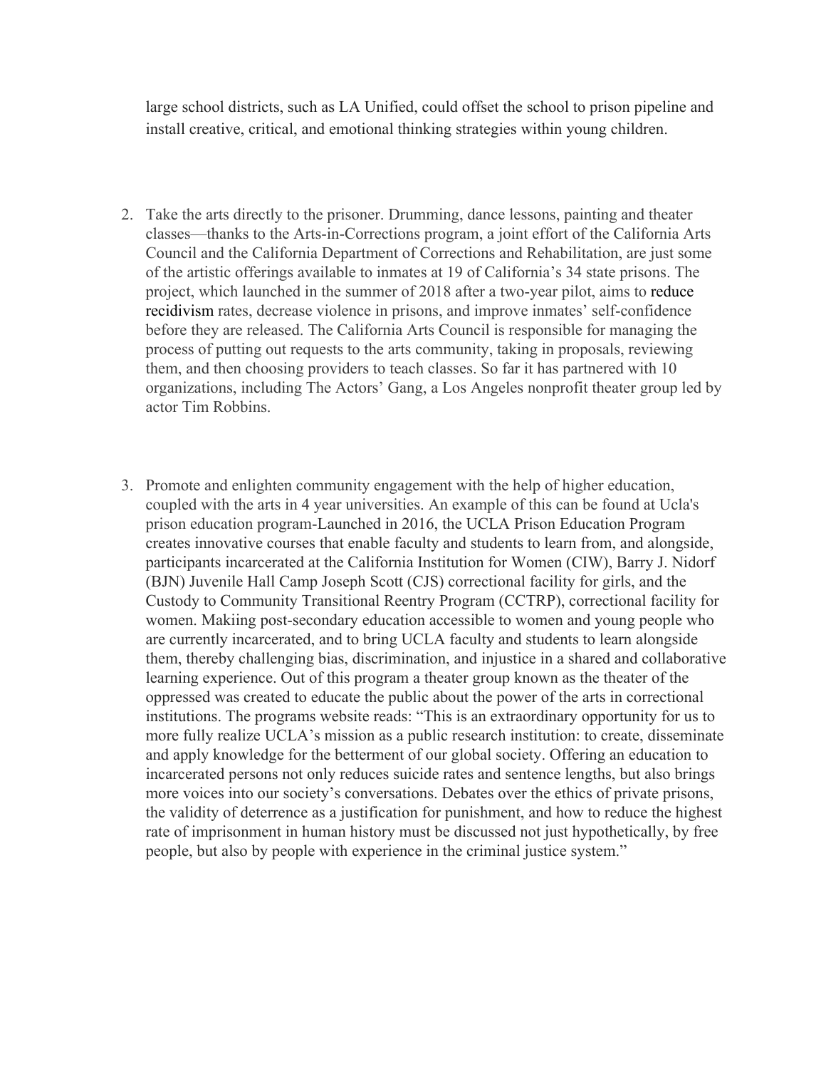large school districts, such as LA Unified, could offset the school to prison pipeline and install creative, critical, and emotional thinking strategies within young children.

2. Take the arts directly to the prisoner. Drumming, dance lessons, painting and theater classes—thanks to the Arts-in-Corrections program, a joint effort of the California Arts Council and the California Department of Corrections and Rehabilitation, are just some of the artistic offerings available to inmates at 19 of California's 34 state prisons. The project, which launched in the summer of 2018 after a two-year pilot, aims to reduce recidivism rates, decrease violence in prisons, and improve inmates' self-confidence before they are released. The California Arts Council is responsible for managing the process of putting out requests to the arts community, taking in proposals, reviewing them, and then choosing providers to teach classes. So far it has partnered with 10 organizations, including The Actors' Gang, a Los Angeles nonprofit theater group led by actor Tim Robbins.

3. Promote and enlighten community engagement with the help of higher education, coupled with the arts in 4 year universities. An example of this can be found at Ucla's prison education program-Launched in 2016, the UCLA Prison Education Program creates innovative courses that enable faculty and students to learn from, and alongside, participants incarcerated at the California Institution for Women (CIW), Barry J. Nidorf (BJN) Juvenile Hall Camp Joseph Scott (CJS) correctional facility for girls, and the Custody to Community Transitional Reentry Program (CCTRP), correctional facility for women. Makiing post-secondary education accessible to women and young people who are currently incarcerated, and to bring UCLA faculty and students to learn alongside them, thereby challenging bias, discrimination, and injustice in a shared and collaborative learning experience. Out of this program a theater group known as the theater of the oppressed was created to educate the public about the power of the arts in correctional institutions. The programs website reads: "This is an extraordinary opportunity for us to more fully realize UCLA's mission as a public research institution: to create, disseminate and apply knowledge for the betterment of our global society. Offering an education to incarcerated persons not only reduces suicide rates and sentence lengths, but also brings more voices into our society's conversations. Debates over the ethics of private prisons, the validity of deterrence as a justification for punishment, and how to reduce the highest rate of imprisonment in human history must be discussed not just hypothetically, by free people, but also by people with experience in the criminal justice system."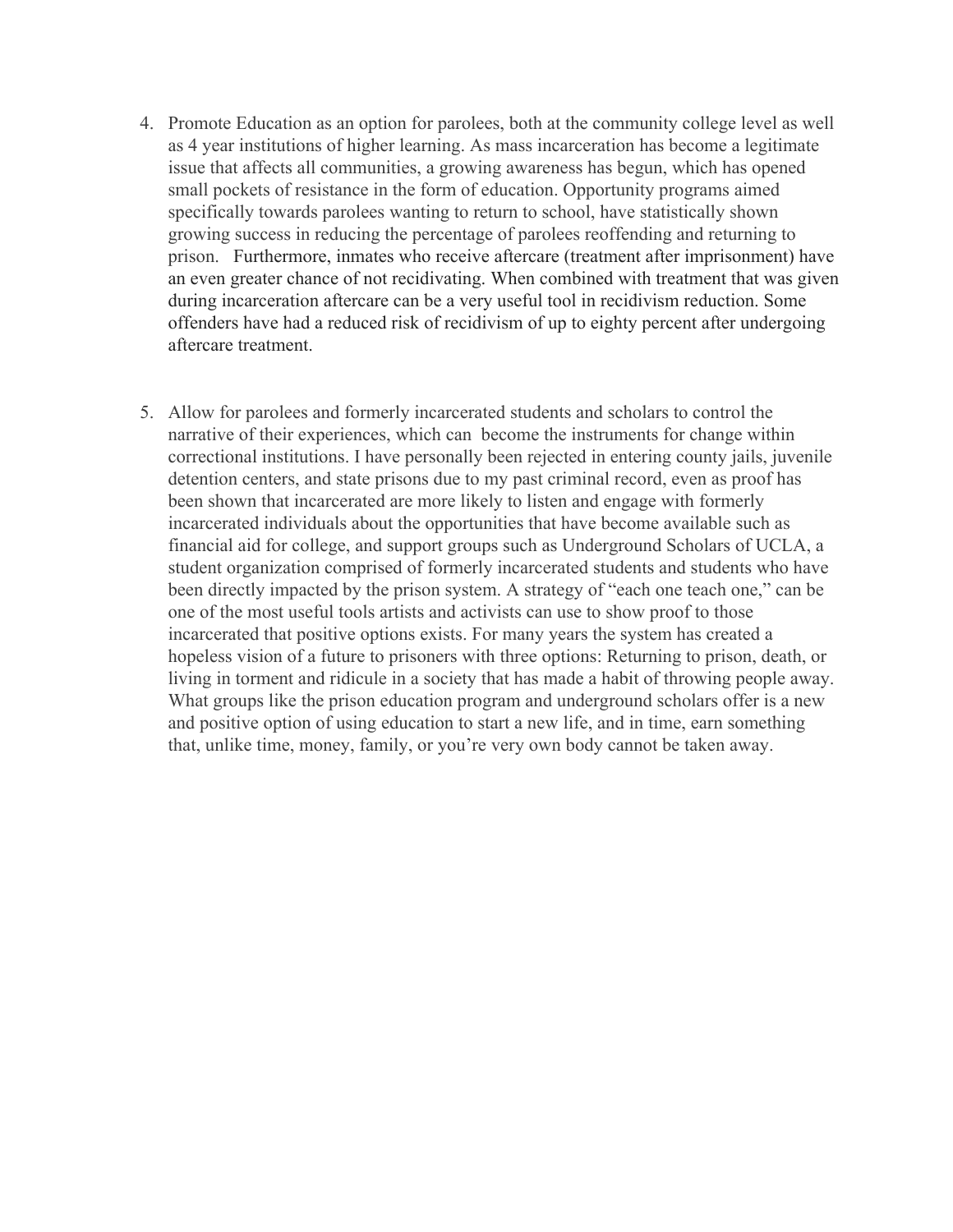4. Promote Education as an option for parolees, both at the community college level as well as 4 year institutions of higher learning. As mass incarceration has become a legitimate issue that affects all communities, a growing awareness has begun, which has opened small pockets of resistance in the form of education. Opportunity programs aimed specifically towards parolees wanting to return to school, have statistically shown growing success in reducing the percentage of parolees reoffending and returning to prison. Furthermore, inmates who receive aftercare (treatment after imprisonment) have an even greater chance of not recidivating. When combined with treatment that was given during incarceration aftercare can be a very useful tool in recidivism reduction. Some offenders have had a reduced risk of recidivism of up to eighty percent after undergoing aftercare treatment.

5. Allow for parolees and formerly incarcerated students and scholars to control the narrative of their experiences, which can become the instruments for change within correctional institutions. I have personally been rejected in entering county jails, juvenile detention centers, and state prisons due to my past criminal record, even as proof has been shown that incarcerated are more likely to listen and engage with formerly incarcerated individuals about the opportunities that have become available such as financial aid for college, and support groups such as Underground Scholars of UCLA, a student organization comprised of formerly incarcerated students and students who have been directly impacted by the prison system. A strategy of "each one teach one," can be one of the most useful tools artists and activists can use to show proof to those incarcerated that positive options exists. For many years the system has created a hopeless vision of a future to prisoners with three options: Returning to prison, death, or living in torment and ridicule in a society that has made a habit of throwing people away. What groups like the prison education program and underground scholars offer is a new and positive option of using education to start a new life, and in time, earn something that, unlike time, money, family, or you're very own body cannot be taken away.